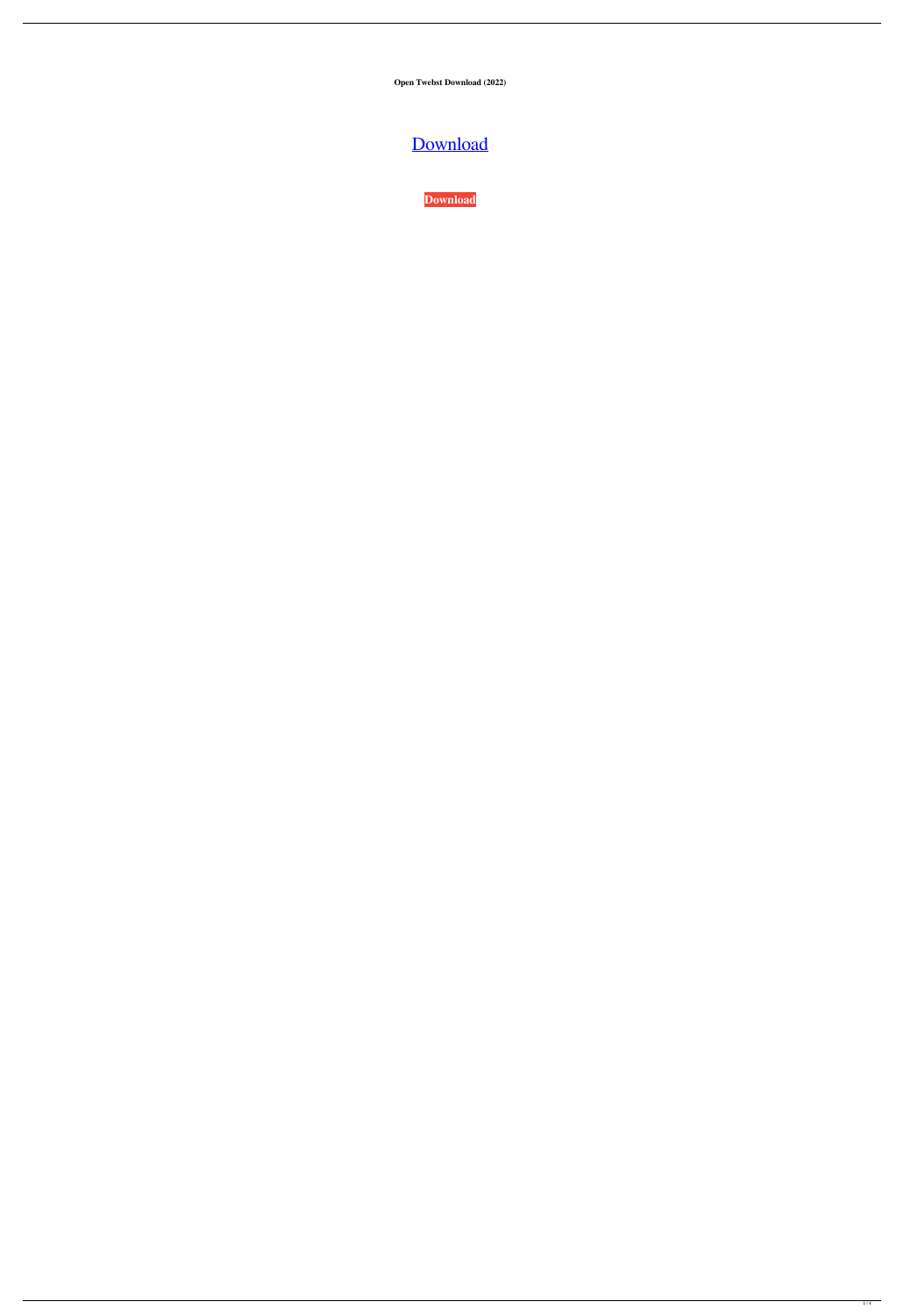**Open Twebst Download (2022)**

Download

**Download**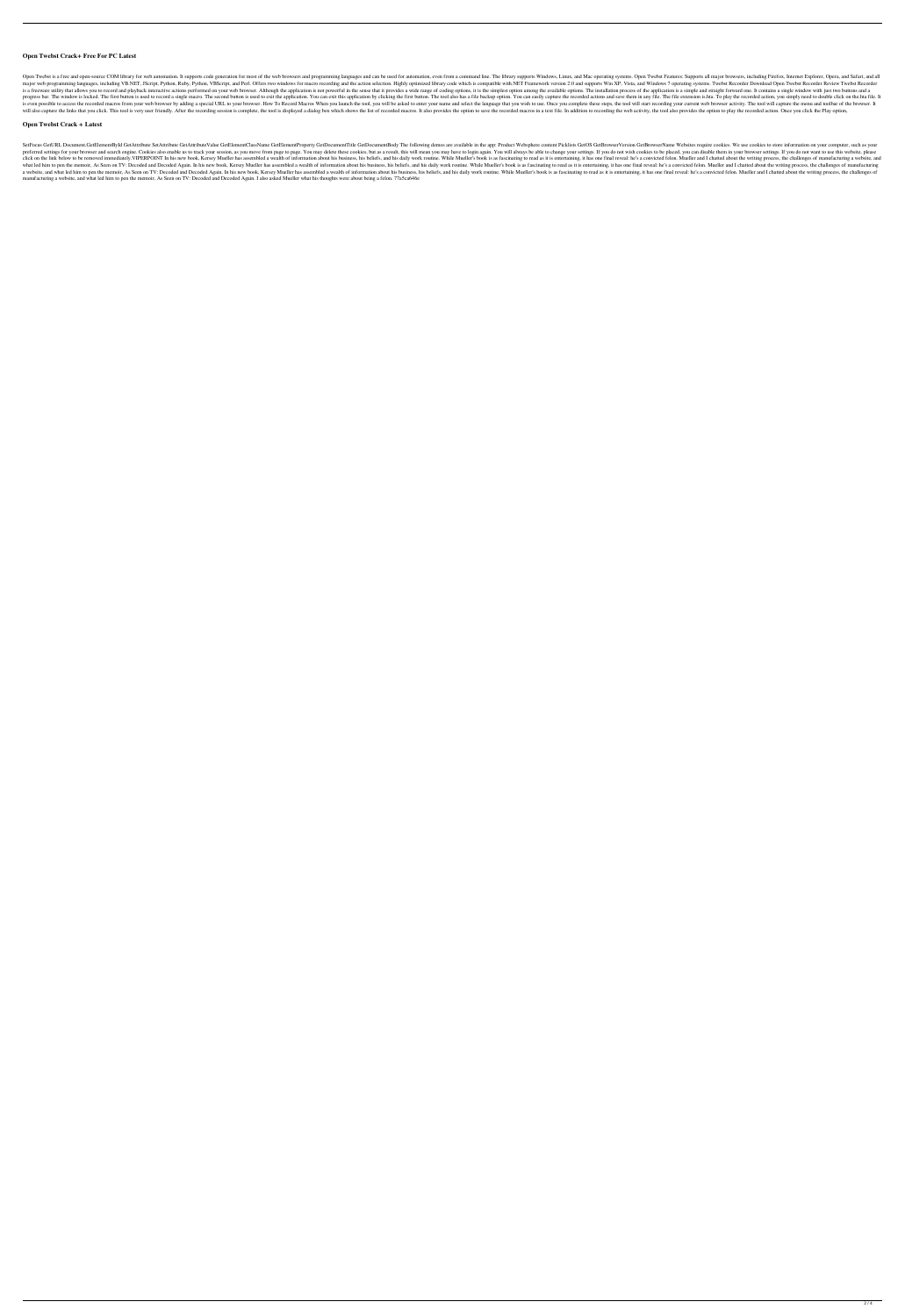## Open Twebst Crack+ Free For PC Latest

Open Twebst is a free and open-source COM library for web automation. It supports code generation for most of the web browsers and programming languages and can be used for automation, even from a command line. The library supports Windows, Linux, and Mac operating systems. Open Twebst Features: Supports all major browsers, including Firefox, Internet Explorer, Opera, and Safari, and all major web programming languages, including VB.NET, JScript, Python, Ruby, Python, VBScript, and Perl. Offers two windows for macro recording and the action selection. Highly optimized library code which is compatible with.NET Framework version 2.0 and supports Win XP, Vista, and Windows 7 operating systems. Twebst Recorder Download Open Twebst Recorder Review Twebst Recorder is a freeware utility that allows you to record and playback interactive actions performed on your web browser. Although the application is not powerful in the sense that it provides a wide range of coding options, it is the simplest option among the available options. The installation process of the application is a simple and straight forward one. It contains a single window with just two buttons and a progress bar. The window is locked. The first button is used to record a single macro. The second button is used to exit the application. You can exit this application by clicking the first button. The tool also has a file backup option. You can easily capture the recorded actions and save them in any file. The file extension is.hta. To play the recorded action, you simply need to double click on the hta file. It is even possible to access the recorded macros from your web browser by adding a special URL to your browser. How To Record Macros When you launch the tool, you will be asked to enter your name and select the language that you wish to use. Once you complete these steps, the tool will start recording your current web browser activity. The tool will capture the menu and toolbar of the browser. It will also capture the links that you click. This tool is very user friendly. After the recording session is complete, the tool is displayed a dialog box which shows the list of recorded macros. It also provides the option to save the recorded macros in a text file. In addition to recording the web activity, the tool also provides the option to play the recorded action. Once you click the Play option,

## Open Twebst Crack + Latest

SetFocus GetURL Document.GetElementById GetAttribute SetAttribute GetAttributeValue GetElementClassName GetElementProperty GetDocumentTitle GetDocumentBody The following demos are available in the app: Product Websphere content Picklists GetOS GetBrowserVersion GetBrowserName Websites require cookies. We use cookies to store information on your computer, such as your preferred settings for your browser and search engine. Cookies also enable us to track your session, as you move from page to page. You may delete these cookies, but as a result, this will mean you may have to login again. You will always be able to change your settings. If you do not wish cookies to be placed, you can disable them in your browser settings. If you do not want to use this website, please click on the link below to be removed immediately.VIPERPOINT In his new book, Kersey Mueller has assembled a wealth of information about his business, his beliefs, and his daily work routine. While Mueller's book is as fascinating to read as it is entertaining, it has one final reveal: he's a convicted felon. Mueller and I chatted about the writing process, the challenges of manufacturing a website, and what led him to pen the memoir, As Seen on TV: Decoded and Decoded Again. In his new book, Kersey Mueller has assembled a wealth of information about his business, his beliefs, and his daily work routine. While Mueller's book is as fascinating to read as it is entertaining, it has one final reveal: he's a convicted felon. Mueller and I chatted about the writing process, the challenges of manufacturing a website, and what led him to pen the memoir, As Seen on TV: Decoded and Decoded Again. In his new book, Kersey Mueller has assembled a wealth of information about his business, his beliefs, and his daily work routine. While Mueller's book is as fascinating to read as it is entertaining, it has one final reveal: he's a convicted felon. Mueller and I chatted about the writing process, the challenges of manufacturing a website, and what led him to pen the memoir, As Seen on TV: Decoded and Decoded Again. I also asked Mueller what his thoughts were about being a felon. 77a5ca646e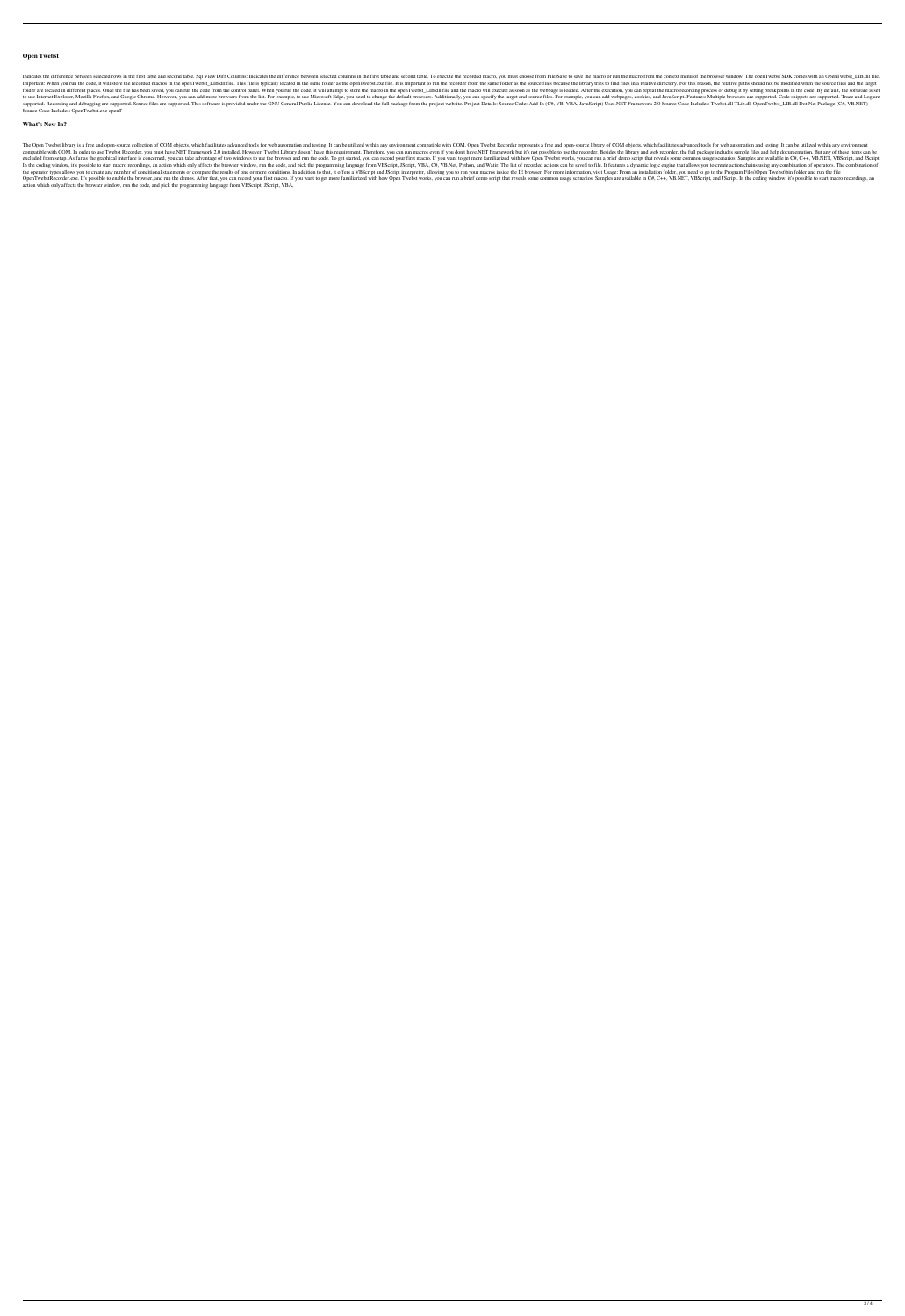## Open Twebst

Indicates the difference between selected rows in the first table and second table. Sql View Diff Columns: Indicates the difference between selected columns in the first table and second table. To execute the recorded macro, you must choose from File/Save to save the macro or run the macro from the context menu of the browser window. The openTwebst SDK comes with an OpenTwebst_LIB.dll file. Important: When you run the code, it will store the recorded macros in the openTwebst_LIB.dll file. This file is typically located in the same folder as the openTwebst.exe file. It is important to run the recorder from the same folder as the source files because the library tries to find files in a relative directory. For this reason, the relative paths should not be modified when the source files and the target folder are located in different places. Once the file has been saved, you can run the code from the control panel. When you run the code, it will attempt to store the macro in the openTwebst_LIB.dll file and the macro will execute as soon as the webpage is loaded. After the execution, you can repeat the macro recording process or debug it by setting breakpoints in the code. By default, the software is set to use Internet Explorer, Mozilla Firefox, and Google Chrome. However, you can add more browsers from the list. For example, to use Microsoft Edge, you need to change the default browsers. Additionally, you can specify the target and source files. For example, you can add webpages, cookies, and JavaScript. Features: Multiple browsers are supported. Code snippets are supported. Trace and Log are supported. Recording and debugging are supported. Source files are supported. This software is provided under the GNU General Public License. You can download the full package from the project website. Project Details: Source Code: Add-In (C#, VB, VBA, JavaScript) Uses.NET Framework 2.0 Source Code Includes: Twebst.dll TLib.dll OpenTwebst_LIB.dll Dot Net Package (C#, VB.NET) Source Code Includes: OpenTwebst.exe openT

## What's New In?

The Open Twebst library is a free and open-source collection of COM objects, which facilitates advanced tools for web automation and testing. It can be utilized within any environment compatible with COM. Open Twebst Recorder represents a free and open-source library of COM objects, which facilitates advanced tools for web automation and testing. It can be utilized within any environment compatible with COM. In order to use Twebst Recorder, you must have.NET Framework 2.0 installed. However, Twebst Library doesn't have this requirement. Therefore, you can run macros even if you don't have.NET Framework but it's not possible to use the recorder. Besides the library and web recorder, the full package includes sample files and help documentation. But any of these items can be excluded from setup. As far as the graphical interface is concerned, you can take advantage of two windows to use the browser and run the code. To get started, you can record your first macro. If you want to get more familiarized with how Open Twebst works, you can run a brief demo script that reveals some common usage scenarios. Samples are available in C#, C++, VB.NET, VBScript, and JScript. In the coding window, it's possible to start macro recordings, an action which only affects the browser window, run the code, and pick the programming language from VBScript, JScript, VBA, C#, VB.Net, Python, and Watir. The list of recorded actions can be saved to file. It features a dynamic logic engine that allows you to create action chains using any combination of operators. The combination of the operator types allows you to create any number of conditional statements or compare the results of one or more conditions. In addition to that, it offers a VBScript and JScript interpreter, allowing you to run your macros inside the IE browser. For more information, visit Usage: From an installation folder, you need to go to the Program Files\Open Twebst\bin folder and run the file OpenTwebstRecorder.exe. It's possible to enable the browser, and run the demos. After that, you can record your first macro. If you want to get more familiarized with how Open Twebst works, you can run a brief demo script that reveals some common usage scenarios. Samples are available in C#, C++, VB.NET, VBScript, and JScript. In the coding window, it's possible to start macro recordings, an action which only affects the browser window, run the code, and pick the programming language from VBScript, JScript, VBA,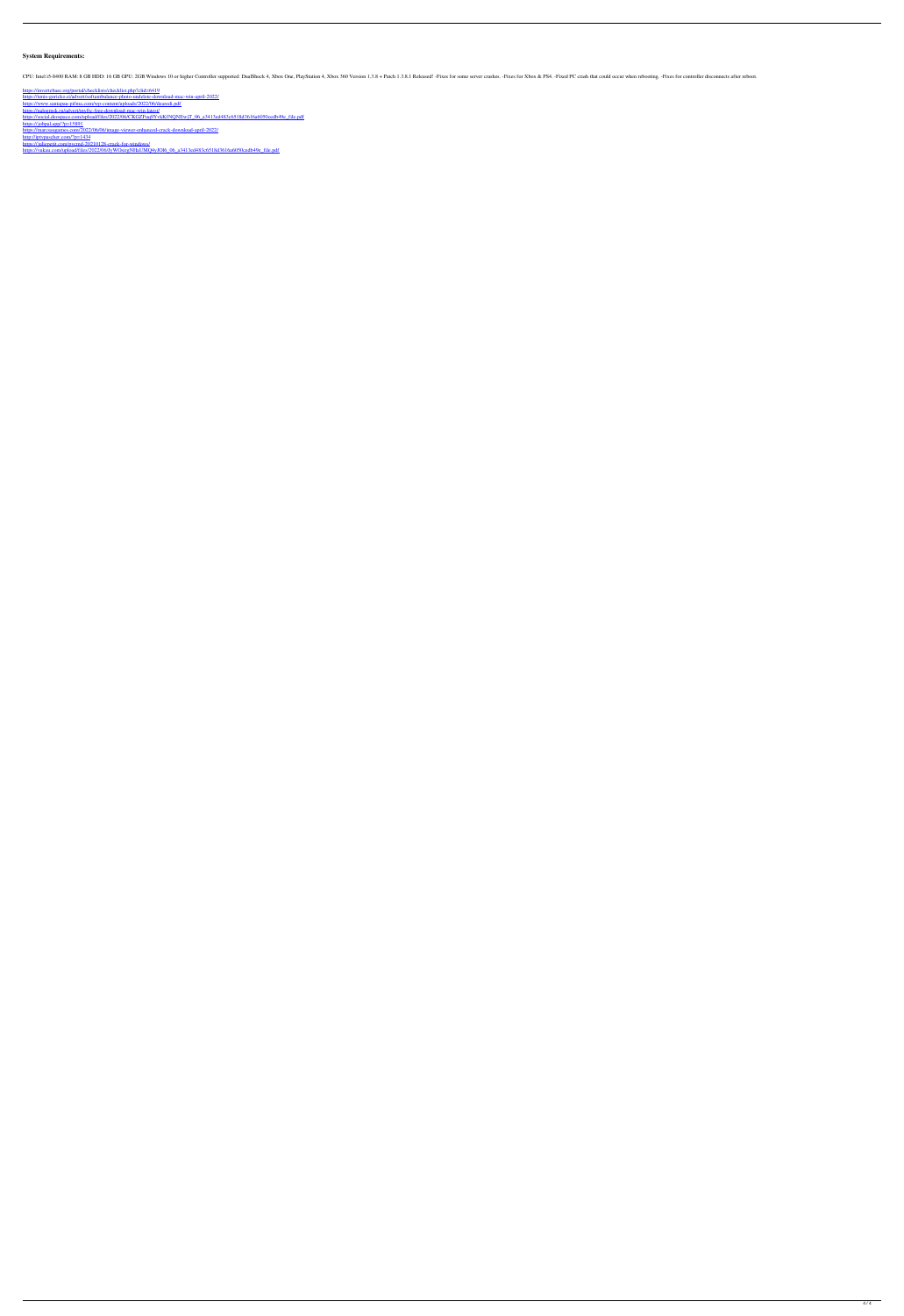**System Requirements:**

CPU: Intel i5-8400 RAM: 8 GB HDD: 16 GB GPU: 2GB Windows 10 or higher Controller supported: DualShock 4, Xbox One, PlayStation 4, Xbox 360 Version 1.3.8 + Patch 1.3.8.1 Released! -Fixes for some server crashes. -Fixes for Xbox & PS4. -Fixed PC crash that could occur when rebooting. -Fixes for controller disconnects after reboot.

https://invertebase.org/portal/checklists/checklist.php?clid=6419
https://uniq-gorjcko.cz/advert/softambulance-photo-undelete-download-mac-win-april-2022/
https://www.sanjuanmet-pifrnu.com/wp-content/uploads/2022/06/draresh.pdf
https://galagmok.ru/advert/tectc-free-download-mac-win-latest/
https://social.desspace.com/upload/files/2022/06/CKGPYuqVYxKJNQNDwjT_06_a3413ed483e6518d3616a6095ccdb49e_file.pdf
https://jobpai.app/?p=15801
https://marcsiagames.com/2022/06/06/image-viewer-enhanced-crack-download-april-2022/
http://privpaschat.com/?p=1434
https://udgeneit.com/mcmd-20210128-crack-for-windows/
https://vakau.com/upload/files/2022/06/JyW0siqNHdJMQ4yJGl6_06_a3413ed483e6518d3616a6095ccdb49e_file.pdf